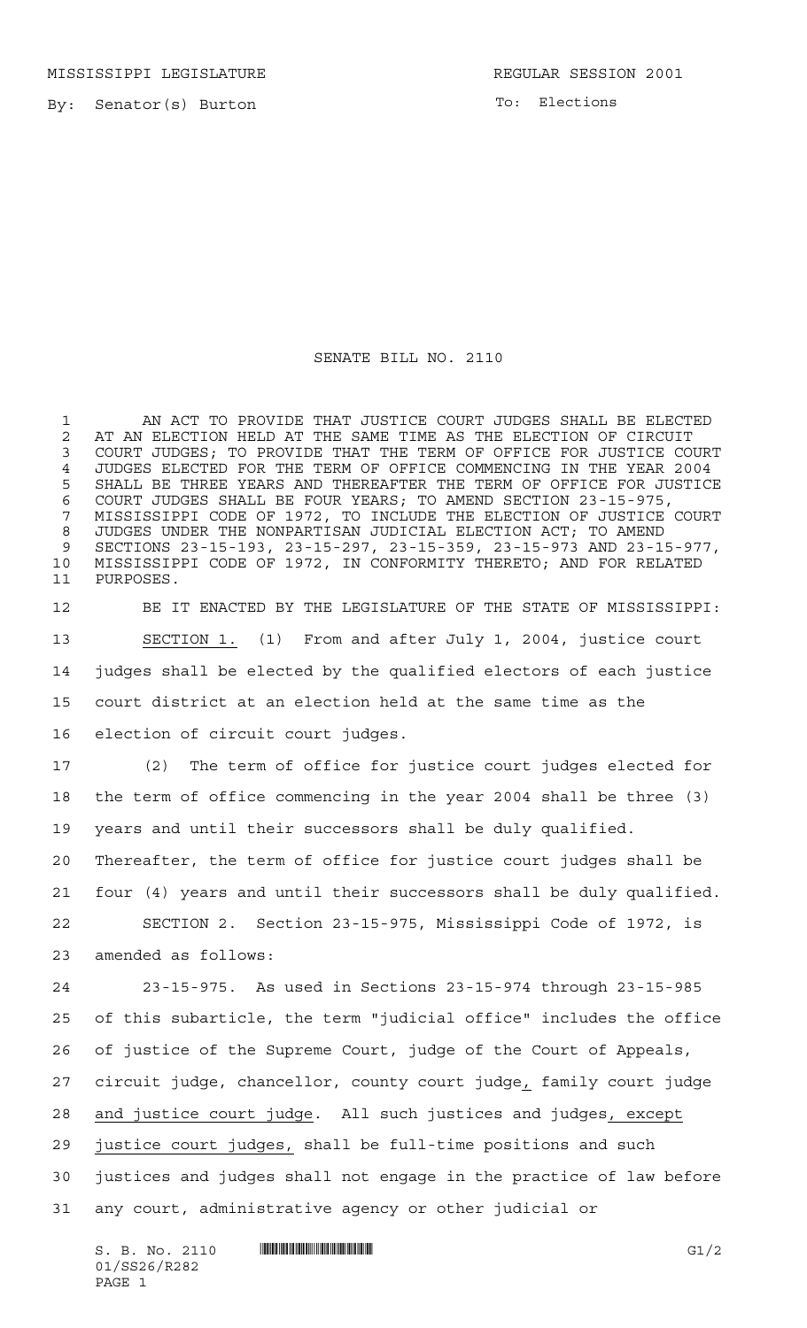MISSISSIPPI LEGISLATURE REGULAR SESSION 2001

By: Senator(s) Burton

To: Elections

# SENATE BILL NO. 2110

AN ACT TO PROVIDE THAT JUSTICE COURT JUDGES SHALL BE ELECTED AT AN ELECTION HELD AT THE SAME TIME AS THE ELECTION OF CIRCUIT COURT JUDGES; TO PROVIDE THAT THE TERM OF OFFICE FOR JUSTICE COURT JUDGES ELECTED FOR THE TERM OF OFFICE COMMENCING IN THE YEAR 2004 SHALL BE THREE YEARS AND THEREAFTER THE TERM OF OFFICE FOR JUSTICE COURT JUDGES SHALL BE FOUR YEARS; TO AMEND SECTION 23-15-975, MISSISSIPPI CODE OF 1972, TO INCLUDE THE ELECTION OF JUSTICE COURT JUDGES UNDER THE NONPARTISAN JUDICIAL ELECTION ACT; TO AMEND SECTIONS 23-15-193, 23-15-297, 23-15-359, 23-15-973 AND 23-15-977, MISSISSIPPI CODE OF 1972, IN CONFORMITY THERETO; AND FOR RELATED PURPOSES.

BE IT ENACTED BY THE LEGISLATURE OF THE STATE OF MISSISSIPPI:

SECTION 1. (1) From and after July 1, 2004, justice court judges shall be elected by the qualified electors of each justice court district at an election held at the same time as the election of circuit court judges.

(2) The term of office for justice court judges elected for the term of office commencing in the year 2004 shall be three (3) years and until their successors shall be duly qualified. Thereafter, the term of office for justice court judges shall be four (4) years and until their successors shall be duly qualified.

SECTION 2. Section 23-15-975, Mississippi Code of 1972, is amended as follows:

23-15-975. As used in Sections 23-15-974 through 23-15-985 of this subarticle, the term "judicial office" includes the office of justice of the Supreme Court, judge of the Court of Appeals, circuit judge, chancellor, county court judge, family court judge and justice court judge. All such justices and judges, except justice court judges, shall be full-time positions and such justices and judges shall not engage in the practice of law before any court, administrative agency or other judicial or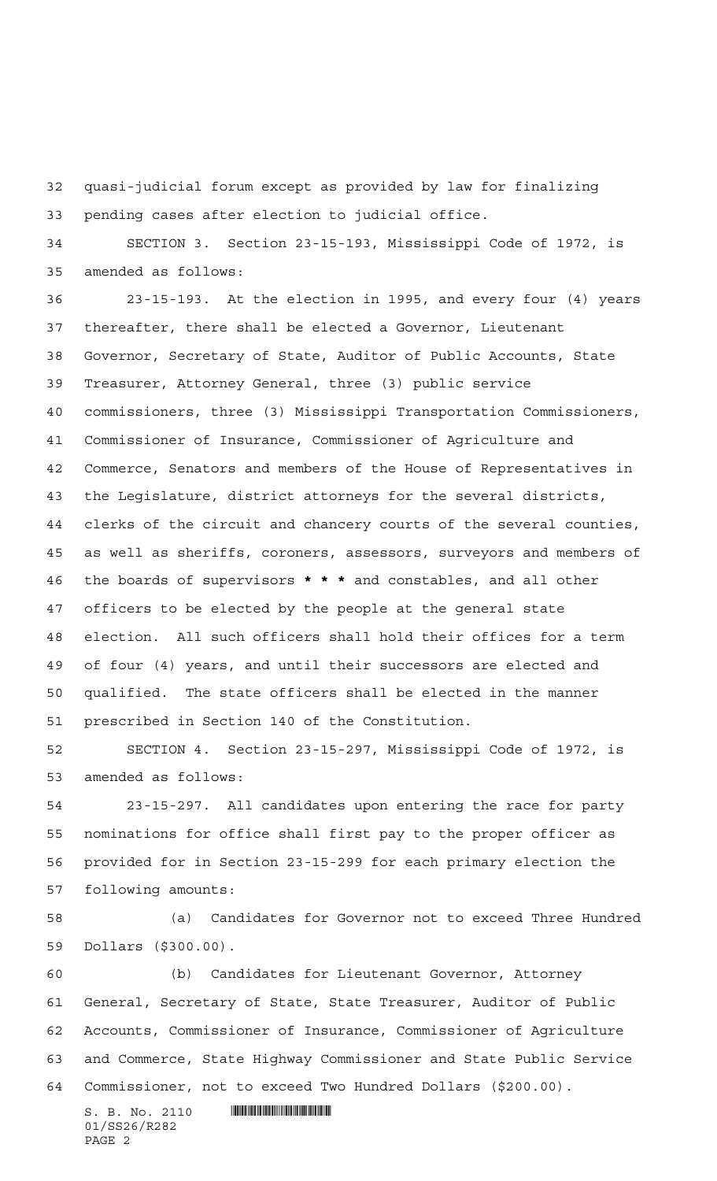quasi-judicial forum except as provided by law for finalizing pending cases after election to judicial office.

SECTION 3. Section 23-15-193, Mississippi Code of 1972, is amended as follows:

23-15-193. At the election in 1995, and every four (4) years thereafter, there shall be elected a Governor, Lieutenant Governor, Secretary of State, Auditor of Public Accounts, State Treasurer, Attorney General, three (3) public service commissioners, three (3) Mississippi Transportation Commissioners, Commissioner of Insurance, Commissioner of Agriculture and Commerce, Senators and members of the House of Representatives in the Legislature, district attorneys for the several districts, clerks of the circuit and chancery courts of the several counties, as well as sheriffs, coroners, assessors, surveyors and members of the boards of supervisors * * * and constables, and all other officers to be elected by the people at the general state election. All such officers shall hold their offices for a term of four (4) years, and until their successors are elected and qualified. The state officers shall be elected in the manner prescribed in Section 140 of the Constitution.

SECTION 4. Section 23-15-297, Mississippi Code of 1972, is amended as follows:

23-15-297. All candidates upon entering the race for party nominations for office shall first pay to the proper officer as provided for in Section 23-15-299 for each primary election the following amounts:

(a) Candidates for Governor not to exceed Three Hundred Dollars ($300.00).

(b) Candidates for Lieutenant Governor, Attorney General, Secretary of State, State Treasurer, Auditor of Public Accounts, Commissioner of Insurance, Commissioner of Agriculture and Commerce, State Highway Commissioner and State Public Service Commissioner, not to exceed Two Hundred Dollars ($200.00).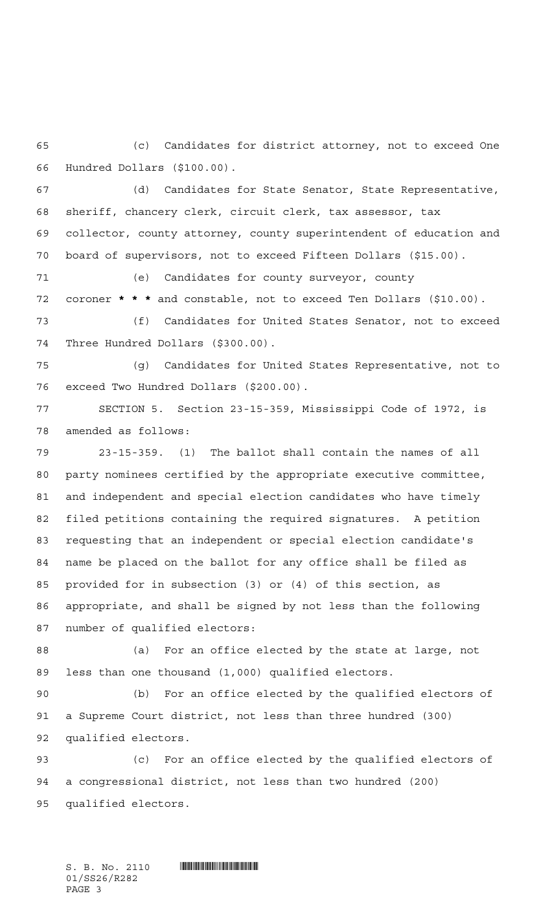(c) Candidates for district attorney, not to exceed One Hundred Dollars ($100.00).

(d) Candidates for State Senator, State Representative, sheriff, chancery clerk, circuit clerk, tax assessor, tax collector, county attorney, county superintendent of education and board of supervisors, not to exceed Fifteen Dollars ($15.00).

(e) Candidates for county surveyor, county coroner **\* \* \*** and constable, not to exceed Ten Dollars ($10.00).

(f) Candidates for United States Senator, not to exceed Three Hundred Dollars ($300.00).

(g) Candidates for United States Representative, not to exceed Two Hundred Dollars ($200.00).

SECTION 5. Section 23-15-359, Mississippi Code of 1972, is amended as follows:

23-15-359. (1) The ballot shall contain the names of all party nominees certified by the appropriate executive committee, and independent and special election candidates who have timely filed petitions containing the required signatures. A petition requesting that an independent or special election candidate's name be placed on the ballot for any office shall be filed as provided for in subsection (3) or (4) of this section, as appropriate, and shall be signed by not less than the following number of qualified electors:

(a) For an office elected by the state at large, not less than one thousand (1,000) qualified electors.

(b) For an office elected by the qualified electors of a Supreme Court district, not less than three hundred (300) qualified electors.

(c) For an office elected by the qualified electors of a congressional district, not less than two hundred (200) qualified electors.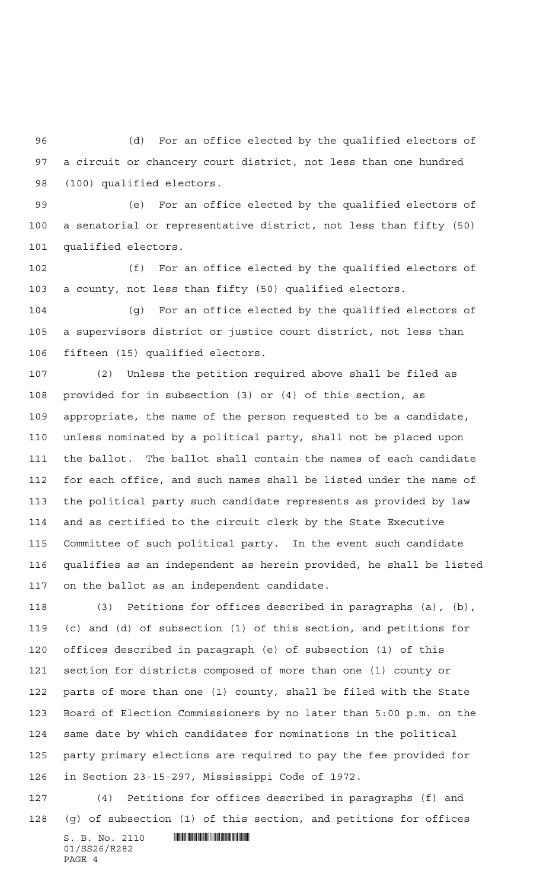(d) For an office elected by the qualified electors of a circuit or chancery court district, not less than one hundred (100) qualified electors.

(e) For an office elected by the qualified electors of a senatorial or representative district, not less than fifty (50) qualified electors.

(f) For an office elected by the qualified electors of a county, not less than fifty (50) qualified electors.

(g) For an office elected by the qualified electors of a supervisors district or justice court district, not less than fifteen (15) qualified electors.

(2) Unless the petition required above shall be filed as provided for in subsection (3) or (4) of this section, as appropriate, the name of the person requested to be a candidate, unless nominated by a political party, shall not be placed upon the ballot. The ballot shall contain the names of each candidate for each office, and such names shall be listed under the name of the political party such candidate represents as provided by law and as certified to the circuit clerk by the State Executive Committee of such political party. In the event such candidate qualifies as an independent as herein provided, he shall be listed on the ballot as an independent candidate.

(3) Petitions for offices described in paragraphs (a), (b), (c) and (d) of subsection (1) of this section, and petitions for offices described in paragraph (e) of subsection (1) of this section for districts composed of more than one (1) county or parts of more than one (1) county, shall be filed with the State Board of Election Commissioners by no later than 5:00 p.m. on the same date by which candidates for nominations in the political party primary elections are required to pay the fee provided for in Section 23-15-297, Mississippi Code of 1972.

(4) Petitions for offices described in paragraphs (f) and (g) of subsection (1) of this section, and petitions for offices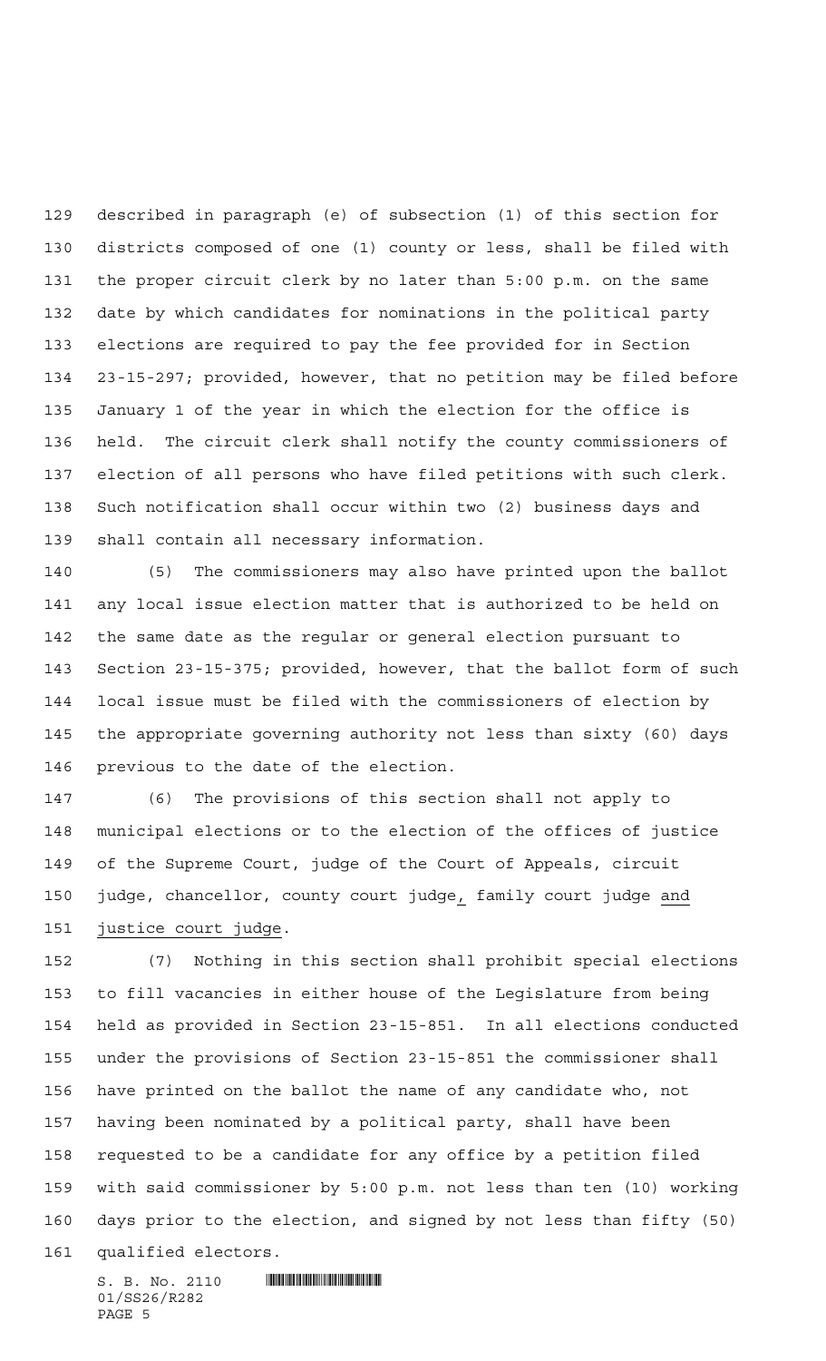described in paragraph (e) of subsection (1) of this section for districts composed of one (1) county or less, shall be filed with the proper circuit clerk by no later than 5:00 p.m. on the same date by which candidates for nominations in the political party elections are required to pay the fee provided for in Section 23-15-297; provided, however, that no petition may be filed before January 1 of the year in which the election for the office is held. The circuit clerk shall notify the county commissioners of election of all persons who have filed petitions with such clerk. Such notification shall occur within two (2) business days and shall contain all necessary information.

(5) The commissioners may also have printed upon the ballot any local issue election matter that is authorized to be held on the same date as the regular or general election pursuant to Section 23-15-375; provided, however, that the ballot form of such local issue must be filed with the commissioners of election by the appropriate governing authority not less than sixty (60) days previous to the date of the election.

(6) The provisions of this section shall not apply to municipal elections or to the election of the offices of justice of the Supreme Court, judge of the Court of Appeals, circuit judge, chancellor, county court judge, family court judge and justice court judge.

(7) Nothing in this section shall prohibit special elections to fill vacancies in either house of the Legislature from being held as provided in Section 23-15-851. In all elections conducted under the provisions of Section 23-15-851 the commissioner shall have printed on the ballot the name of any candidate who, not having been nominated by a political party, shall have been requested to be a candidate for any office by a petition filed with said commissioner by 5:00 p.m. not less than ten (10) working days prior to the election, and signed by not less than fifty (50) qualified electors.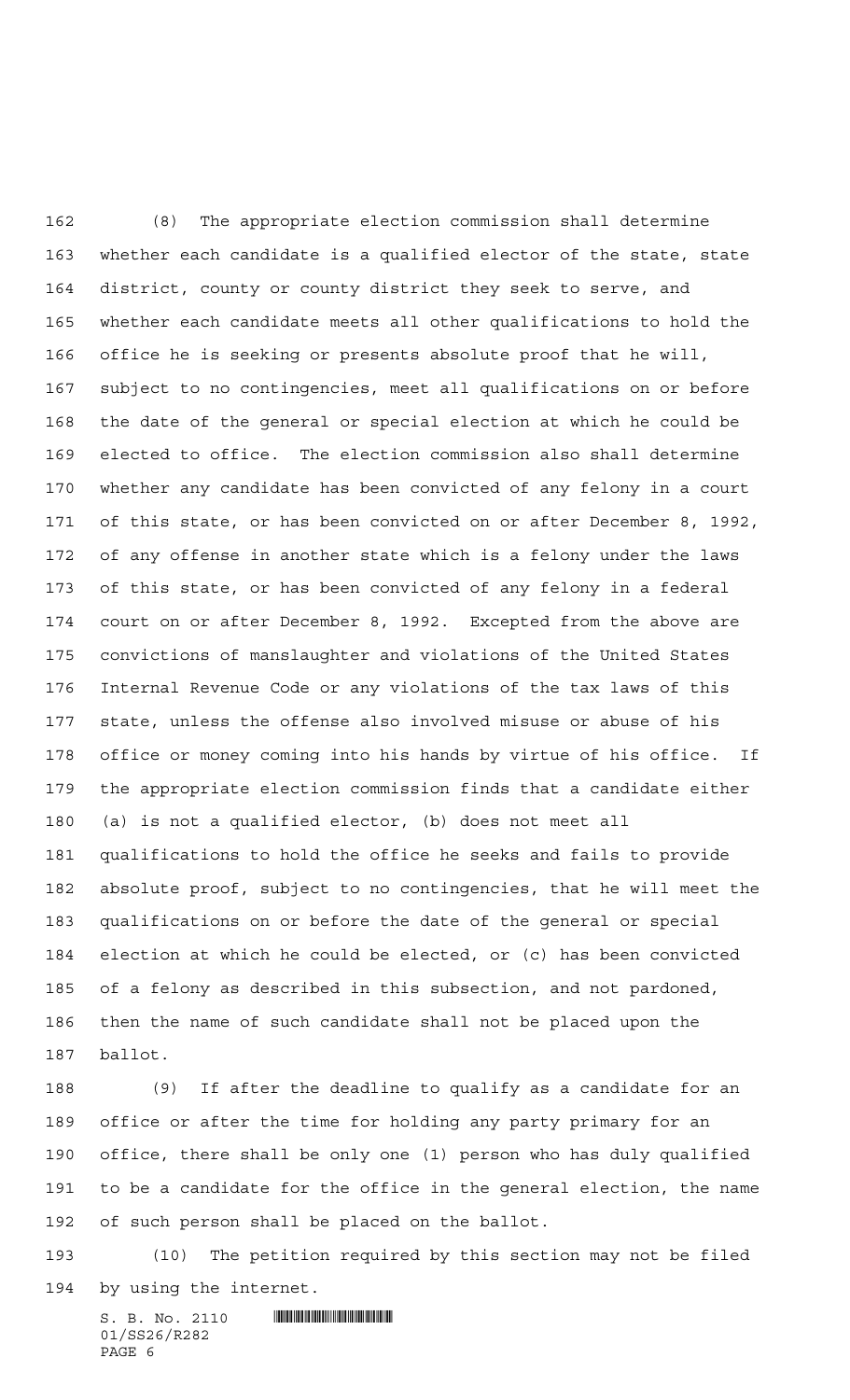(8) The appropriate election commission shall determine whether each candidate is a qualified elector of the state, state district, county or county district they seek to serve, and whether each candidate meets all other qualifications to hold the office he is seeking or presents absolute proof that he will, subject to no contingencies, meet all qualifications on or before the date of the general or special election at which he could be elected to office. The election commission also shall determine whether any candidate has been convicted of any felony in a court of this state, or has been convicted on or after December 8, 1992, of any offense in another state which is a felony under the laws of this state, or has been convicted of any felony in a federal court on or after December 8, 1992. Excepted from the above are convictions of manslaughter and violations of the United States Internal Revenue Code or any violations of the tax laws of this state, unless the offense also involved misuse or abuse of his office or money coming into his hands by virtue of his office. If the appropriate election commission finds that a candidate either (a) is not a qualified elector, (b) does not meet all qualifications to hold the office he seeks and fails to provide absolute proof, subject to no contingencies, that he will meet the qualifications on or before the date of the general or special election at which he could be elected, or (c) has been convicted of a felony as described in this subsection, and not pardoned, then the name of such candidate shall not be placed upon the ballot.

(9) If after the deadline to qualify as a candidate for an office or after the time for holding any party primary for an office, there shall be only one (1) person who has duly qualified to be a candidate for the office in the general election, the name of such person shall be placed on the ballot.

(10) The petition required by this section may not be filed by using the internet.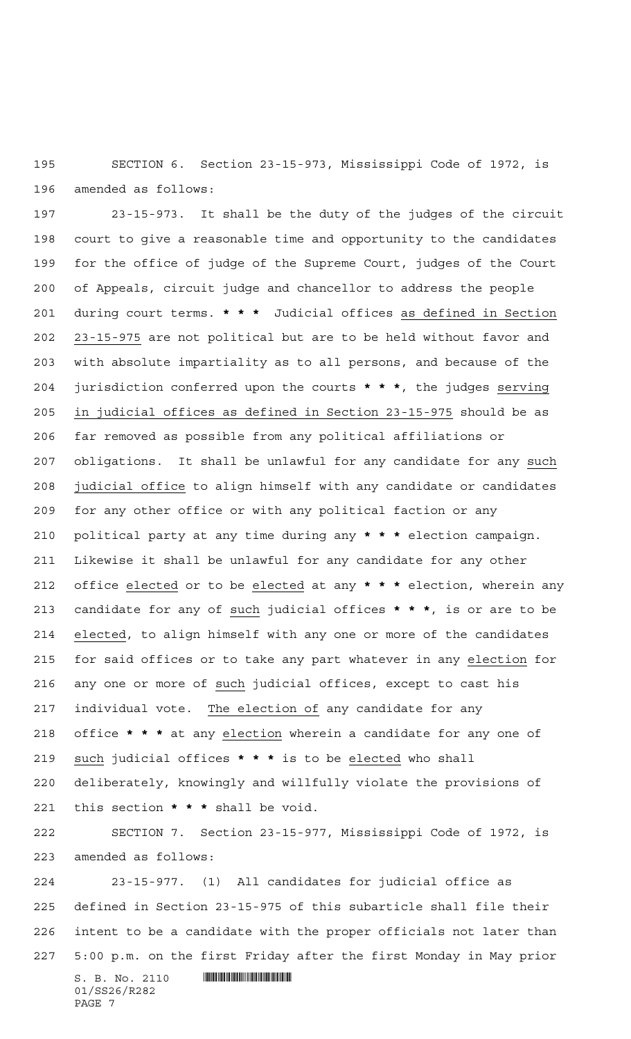SECTION 6. Section 23-15-973, Mississippi Code of 1972, is amended as follows:

23-15-973. It shall be the duty of the judges of the circuit court to give a reasonable time and opportunity to the candidates for the office of judge of the Supreme Court, judges of the Court of Appeals, circuit judge and chancellor to address the people during court terms. * * * Judicial offices as defined in Section 23-15-975 are not political but are to be held without favor and with absolute impartiality as to all persons, and because of the jurisdiction conferred upon the courts * * *, the judges serving in judicial offices as defined in Section 23-15-975 should be as far removed as possible from any political affiliations or obligations. It shall be unlawful for any candidate for any such judicial office to align himself with any candidate or candidates for any other office or with any political faction or any political party at any time during any * * * election campaign. Likewise it shall be unlawful for any candidate for any other office elected or to be elected at any * * * election, wherein any candidate for any of such judicial offices * * *, is or are to be elected, to align himself with any one or more of the candidates for said offices or to take any part whatever in any election for any one or more of such judicial offices, except to cast his individual vote. The election of any candidate for any office * * * at any election wherein a candidate for any one of such judicial offices * * * is to be elected who shall deliberately, knowingly and willfully violate the provisions of this section * * * shall be void.

SECTION 7. Section 23-15-977, Mississippi Code of 1972, is amended as follows:

23-15-977. (1) All candidates for judicial office as defined in Section 23-15-975 of this subarticle shall file their intent to be a candidate with the proper officials not later than 5:00 p.m. on the first Friday after the first Monday in May prior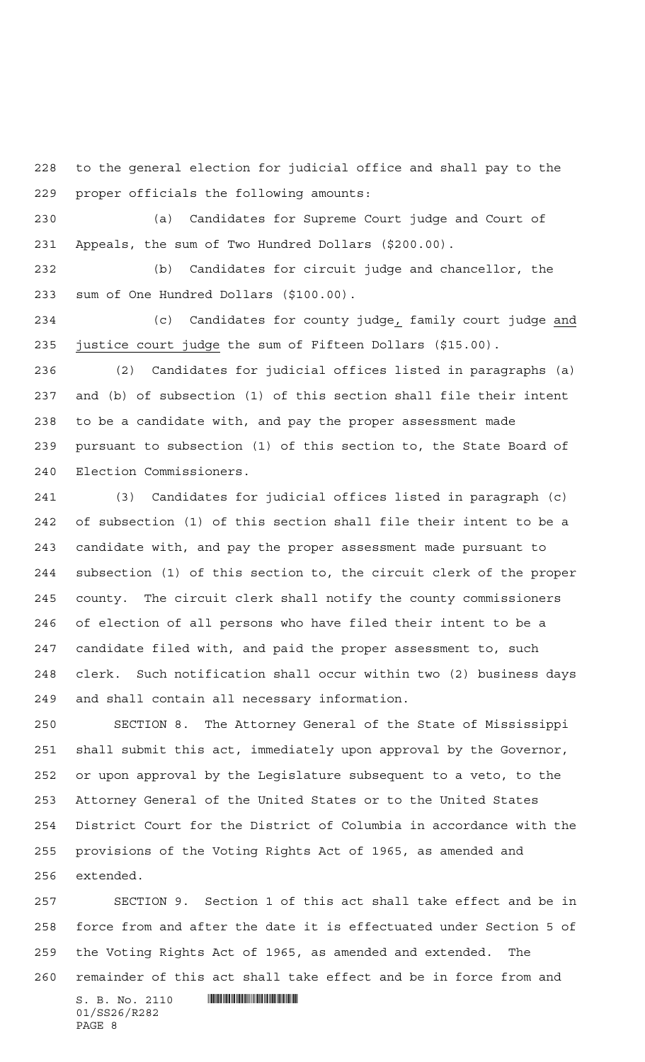to the general election for judicial office and shall pay to the proper officials the following amounts:

(a) Candidates for Supreme Court judge and Court of Appeals, the sum of Two Hundred Dollars ($200.00).

(b) Candidates for circuit judge and chancellor, the sum of One Hundred Dollars ($100.00).

(c) Candidates for county judge, family court judge and justice court judge the sum of Fifteen Dollars ($15.00).

(2) Candidates for judicial offices listed in paragraphs (a) and (b) of subsection (1) of this section shall file their intent to be a candidate with, and pay the proper assessment made pursuant to subsection (1) of this section to, the State Board of Election Commissioners.

(3) Candidates for judicial offices listed in paragraph (c) of subsection (1) of this section shall file their intent to be a candidate with, and pay the proper assessment made pursuant to subsection (1) of this section to, the circuit clerk of the proper county. The circuit clerk shall notify the county commissioners of election of all persons who have filed their intent to be a candidate filed with, and paid the proper assessment to, such clerk. Such notification shall occur within two (2) business days and shall contain all necessary information.

SECTION 8. The Attorney General of the State of Mississippi shall submit this act, immediately upon approval by the Governor, or upon approval by the Legislature subsequent to a veto, to the Attorney General of the United States or to the United States District Court for the District of Columbia in accordance with the provisions of the Voting Rights Act of 1965, as amended and extended.

SECTION 9. Section 1 of this act shall take effect and be in force from and after the date it is effectuated under Section 5 of the Voting Rights Act of 1965, as amended and extended. The remainder of this act shall take effect and be in force from and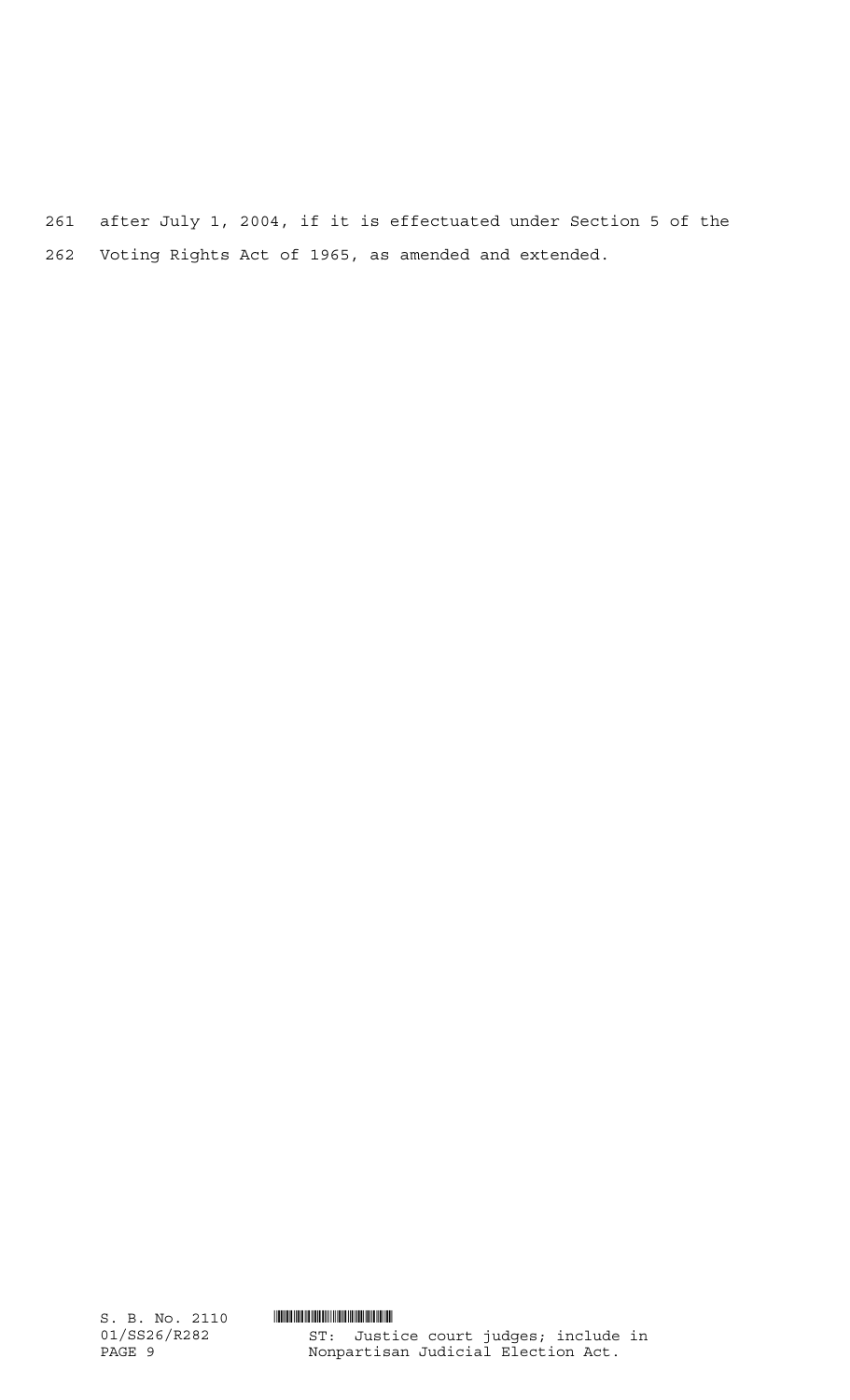261 after July 1, 2004, if it is effectuated under Section 5 of the

262 Voting Rights Act of 1965, as amended and extended.